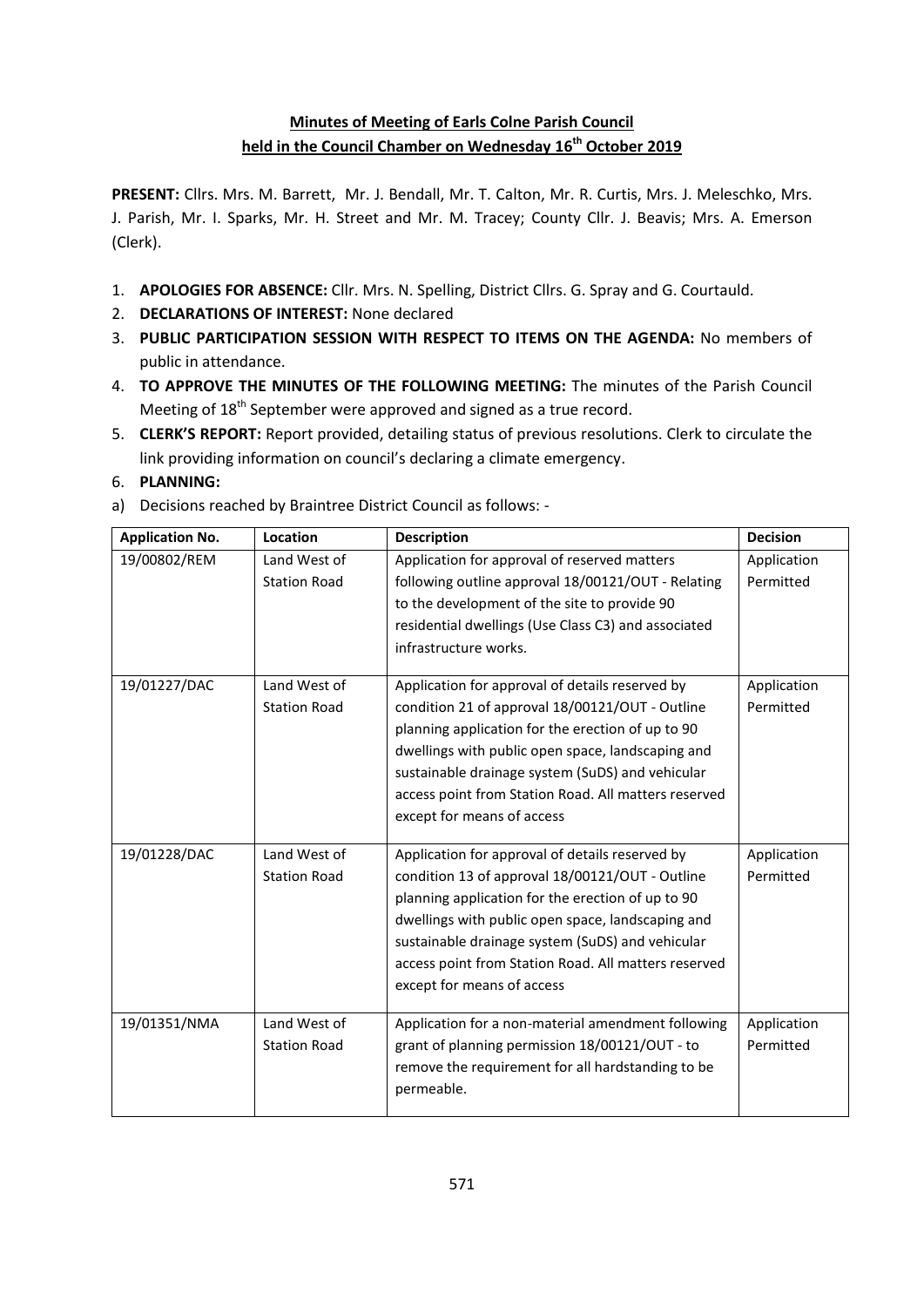# Minutes of Meeting of Earls Colne Parish Council held in the Council Chamber on Wednesday 16th October 2019

**PRESENT:** Cllrs. Mrs. M. Barrett, Mr. J. Bendall, Mr. T. Calton, Mr. R. Curtis, Mrs. J. Meleschko, Mrs. J. Parish, Mr. I. Sparks, Mr. H. Street and Mr. M. Tracey; County Cllr. J. Beavis; Mrs. A. Emerson (Clerk).

1. **APOLOGIES FOR ABSENCE:** Cllr. Mrs. N. Spelling, District Cllrs. G. Spray and G. Courtauld.
2. **DECLARATIONS OF INTEREST:** None declared
3. **PUBLIC PARTICIPATION SESSION WITH RESPECT TO ITEMS ON THE AGENDA:** No members of public in attendance.
4. **TO APPROVE THE MINUTES OF THE FOLLOWING MEETING:** The minutes of the Parish Council Meeting of 18th September were approved and signed as a true record.
5. **CLERK'S REPORT:** Report provided, detailing status of previous resolutions. Clerk to circulate the link providing information on council's declaring a climate emergency.
6. **PLANNING:**

a) Decisions reached by Braintree District Council as follows: -

| Application No. | Location | Description | Decision |
|---|---|---|---|
| 19/00802/REM | Land West of Station Road | Application for approval of reserved matters following outline approval 18/00121/OUT - Relating to the development of the site to provide 90 residential dwellings (Use Class C3) and associated infrastructure works. | Application Permitted |
| 19/01227/DAC | Land West of Station Road | Application for approval of details reserved by condition 21 of approval 18/00121/OUT - Outline planning application for the erection of up to 90 dwellings with public open space, landscaping and sustainable drainage system (SuDS) and vehicular access point from Station Road. All matters reserved except for means of access | Application Permitted |
| 19/01228/DAC | Land West of Station Road | Application for approval of details reserved by condition 13 of approval 18/00121/OUT - Outline planning application for the erection of up to 90 dwellings with public open space, landscaping and sustainable drainage system (SuDS) and vehicular access point from Station Road. All matters reserved except for means of access | Application Permitted |
| 19/01351/NMA | Land West of Station Road | Application for a non-material amendment following grant of planning permission 18/00121/OUT - to remove the requirement for all hardstanding to be permeable. | Application Permitted |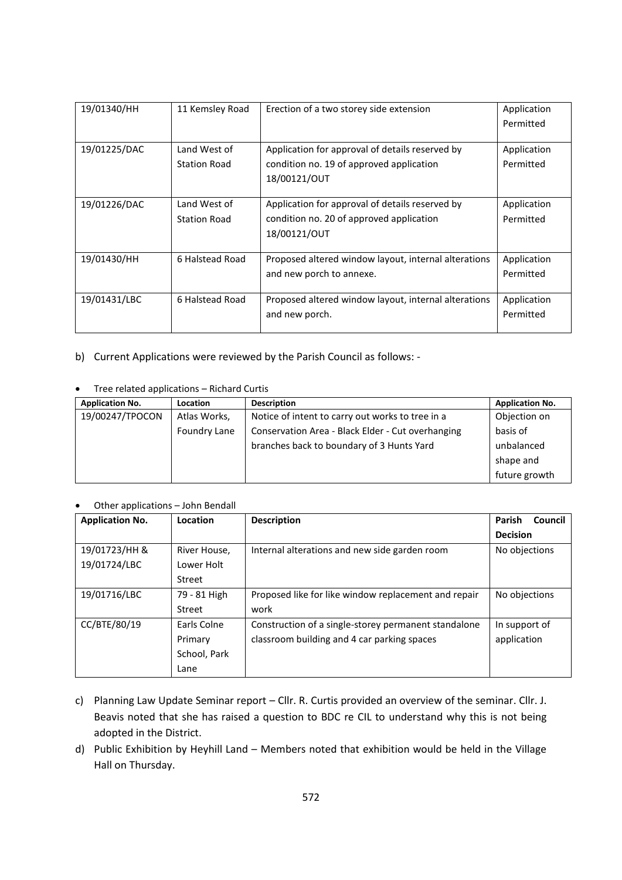| 19/01340/HH | 11 Kemsley Road | Erection of a two storey side extension | Application Permitted |
|---|---|---|---|
| 19/01225/DAC | Land West of Station Road | Application for approval of details reserved by condition no. 19 of approved application 18/00121/OUT | Application Permitted |
| 19/01226/DAC | Land West of Station Road | Application for approval of details reserved by condition no. 20 of approved application 18/00121/OUT | Application Permitted |
| 19/01430/HH | 6 Halstead Road | Proposed altered window layout, internal alterations and new porch to annexe. | Application Permitted |
| 19/01431/LBC | 6 Halstead Road | Proposed altered window layout, internal alterations and new porch. | Application Permitted |

b) Current Applications were reviewed by the Parish Council as follows: -

- Tree related applications – Richard Curtis

| Application No. | Location | Description | Application No. |
|---|---|---|---|
| 19/00247/TPOCON | Atlas Works, Foundry Lane | Notice of intent to carry out works to tree in a Conservation Area - Black Elder - Cut overhanging branches back to boundary of 3 Hunts Yard | Objection on basis of unbalanced shape and future growth |

- Other applications – John Bendall

| Application No. | Location | Description | Parish Council Decision |
|---|---|---|---|
| 19/01723/HH & 19/01724/LBC | River House, Lower Holt Street | Internal alterations and new side garden room | No objections |
| 19/01716/LBC | 79 - 81 High Street | Proposed like for like window replacement and repair work | No objections |
| CC/BTE/80/19 | Earls Colne Primary School, Park Lane | Construction of a single-storey permanent standalone classroom building and 4 car parking spaces | In support of application |

c) Planning Law Update Seminar report – Cllr. R. Curtis provided an overview of the seminar. Cllr. J. Beavis noted that she has raised a question to BDC re CIL to understand why this is not being adopted in the District.

d) Public Exhibition by Heyhill Land – Members noted that exhibition would be held in the Village Hall on Thursday.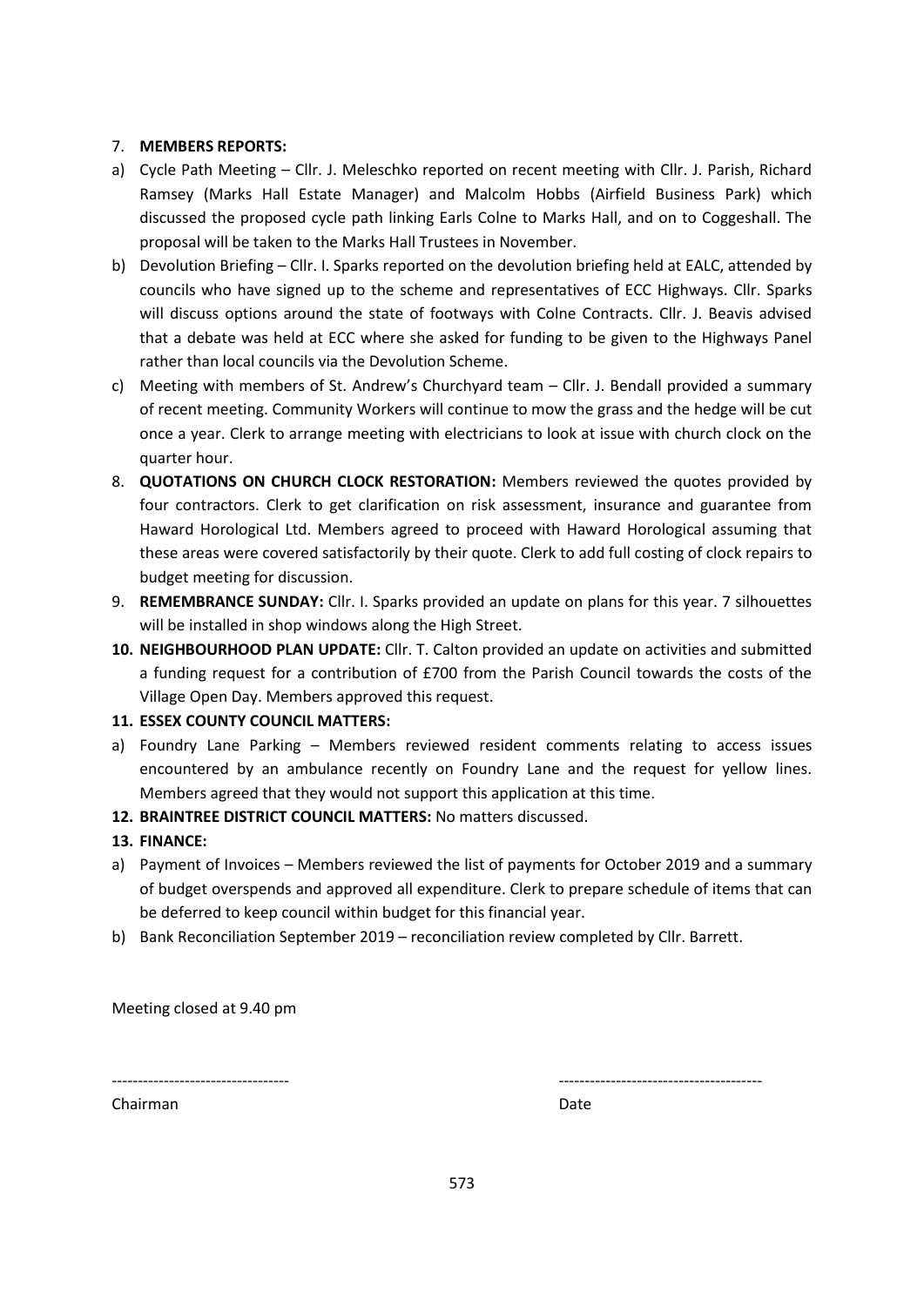7. **MEMBERS REPORTS:**

a) Cycle Path Meeting – Cllr. J. Meleschko reported on recent meeting with Cllr. J. Parish, Richard Ramsey (Marks Hall Estate Manager) and Malcolm Hobbs (Airfield Business Park) which discussed the proposed cycle path linking Earls Colne to Marks Hall, and on to Coggeshall. The proposal will be taken to the Marks Hall Trustees in November.

b) Devolution Briefing – Cllr. I. Sparks reported on the devolution briefing held at EALC, attended by councils who have signed up to the scheme and representatives of ECC Highways. Cllr. Sparks will discuss options around the state of footways with Colne Contracts. Cllr. J. Beavis advised that a debate was held at ECC where she asked for funding to be given to the Highways Panel rather than local councils via the Devolution Scheme.

c) Meeting with members of St. Andrew's Churchyard team – Cllr. J. Bendall provided a summary of recent meeting. Community Workers will continue to mow the grass and the hedge will be cut once a year. Clerk to arrange meeting with electricians to look at issue with church clock on the quarter hour.

8. **QUOTATIONS ON CHURCH CLOCK RESTORATION:** Members reviewed the quotes provided by four contractors. Clerk to get clarification on risk assessment, insurance and guarantee from Haward Horological Ltd. Members agreed to proceed with Haward Horological assuming that these areas were covered satisfactorily by their quote. Clerk to add full costing of clock repairs to budget meeting for discussion.

9. **REMEMBRANCE SUNDAY:** Cllr. I. Sparks provided an update on plans for this year. 7 silhouettes will be installed in shop windows along the High Street.

10. **NEIGHBOURHOOD PLAN UPDATE:** Cllr. T. Calton provided an update on activities and submitted a funding request for a contribution of £700 from the Parish Council towards the costs of the Village Open Day. Members approved this request.

11. **ESSEX COUNTY COUNCIL MATTERS:**

a) Foundry Lane Parking – Members reviewed resident comments relating to access issues encountered by an ambulance recently on Foundry Lane and the request for yellow lines. Members agreed that they would not support this application at this time.

12. **BRAINTREE DISTRICT COUNCIL MATTERS:** No matters discussed.

13. **FINANCE:**

a) Payment of Invoices – Members reviewed the list of payments for October 2019 and a summary of budget overspends and approved all expenditure. Clerk to prepare schedule of items that can be deferred to keep council within budget for this financial year.

b) Bank Reconciliation September 2019 – reconciliation review completed by Cllr. Barrett.

Meeting closed at 9.40 pm

---------------------------------- ---------------------------------------

Chairman Date